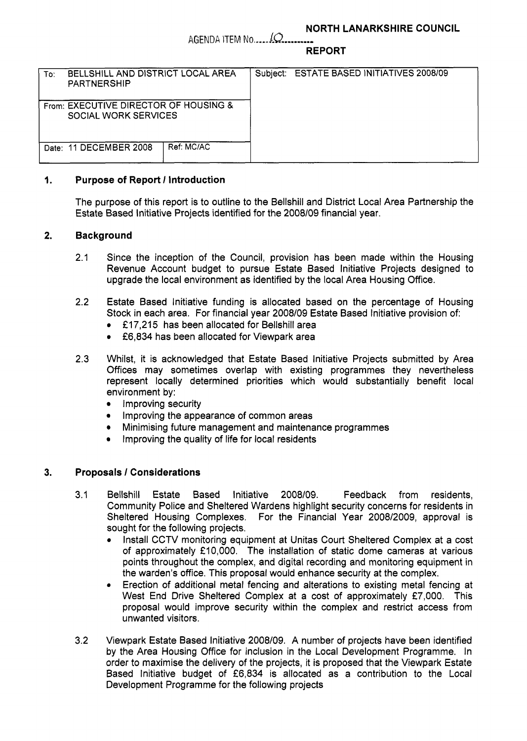**NORTH LANARKSHIRE COUNCIL**

AGENDA ITEM No......10..........

**REPORT**

| To: BELLSHILL AND DISTRICT LOCAL AREA PARTNERSHIP | | Subject: ESTATE BASED INITIATIVES 2008/09 |
|---|---|---|
| From: EXECUTIVE DIRECTOR OF HOUSING & SOCIAL WORK SERVICES | | |
| Date: 11 DECEMBER 2008 | Ref: MC/AC | |

## 1. Purpose of Report / Introduction

The purpose of this report is to outline to the Bellshill and District Local Area Partnership the Estate Based Initiative Projects identified for the 2008/09 financial year.

## 2. Background

2.1 Since the inception of the Council, provision has been made within the Housing Revenue Account budget to pursue Estate Based Initiative Projects designed to upgrade the local environment as identified by the local Area Housing Office.

2.2 Estate Based Initiative funding is allocated based on the percentage of Housing Stock in each area. For financial year 2008/09 Estate Based Initiative provision of:

- £17,215 has been allocated for Bellshill area
- £6,834 has been allocated for Viewpark area

2.3 Whilst, it is acknowledged that Estate Based Initiative Projects submitted by Area Offices may sometimes overlap with existing programmes they nevertheless represent locally determined priorities which would substantially benefit local environment by:

- Improving security
- Improving the appearance of common areas
- Minimising future management and maintenance programmes
- Improving the quality of life for local residents

## 3. Proposals / Considerations

3.1 Bellshill Estate Based Initiative 2008/09. Feedback from residents, Community Police and Sheltered Wardens highlight security concerns for residents in Sheltered Housing Complexes. For the Financial Year 2008/2009, approval is sought for the following projects.

- Install CCTV monitoring equipment at Unitas Court Sheltered Complex at a cost of approximately £10,000. The installation of static dome cameras at various points throughout the complex, and digital recording and monitoring equipment in the warden's office. This proposal would enhance security at the complex.
- Erection of additional metal fencing and alterations to existing metal fencing at West End Drive Sheltered Complex at a cost of approximately £7,000. This proposal would improve security within the complex and restrict access from unwanted visitors.

3.2 Viewpark Estate Based Initiative 2008/09. A number of projects have been identified by the Area Housing Office for inclusion in the Local Development Programme. In order to maximise the delivery of the projects, it is proposed that the Viewpark Estate Based Initiative budget of £6,834 is allocated as a contribution to the Local Development Programme for the following projects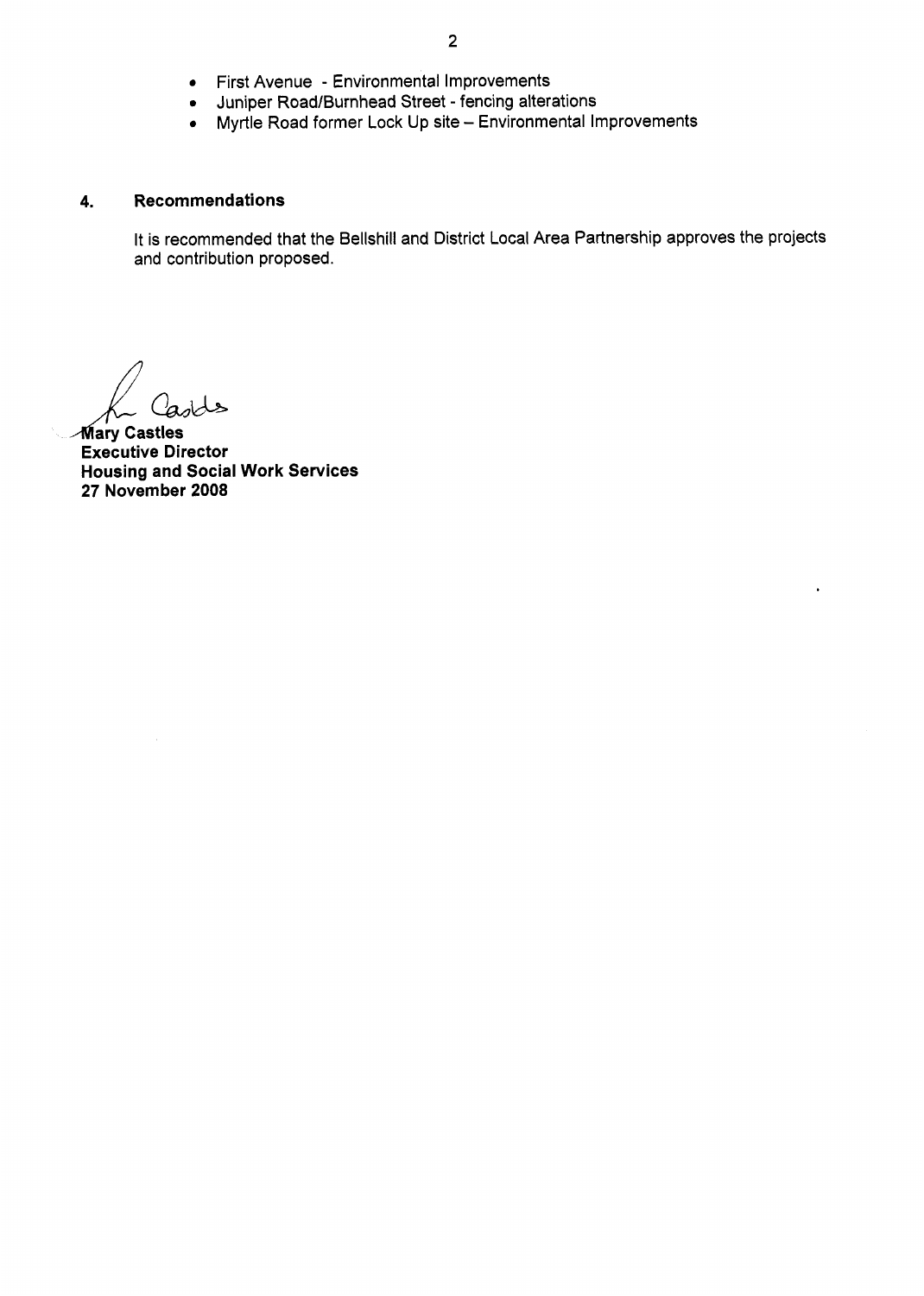- First Avenue - Environmental Improvements
- Juniper Road/Burnhead Street - fencing alterations
- Myrtle Road former Lock Up site – Environmental Improvements

## 4. Recommendations

It is recommended that the Bellshill and District Local Area Partnership approves the projects and contribution proposed.

**Mary Castles**
**Executive Director**
**Housing and Social Work Services**
**27 November 2008**